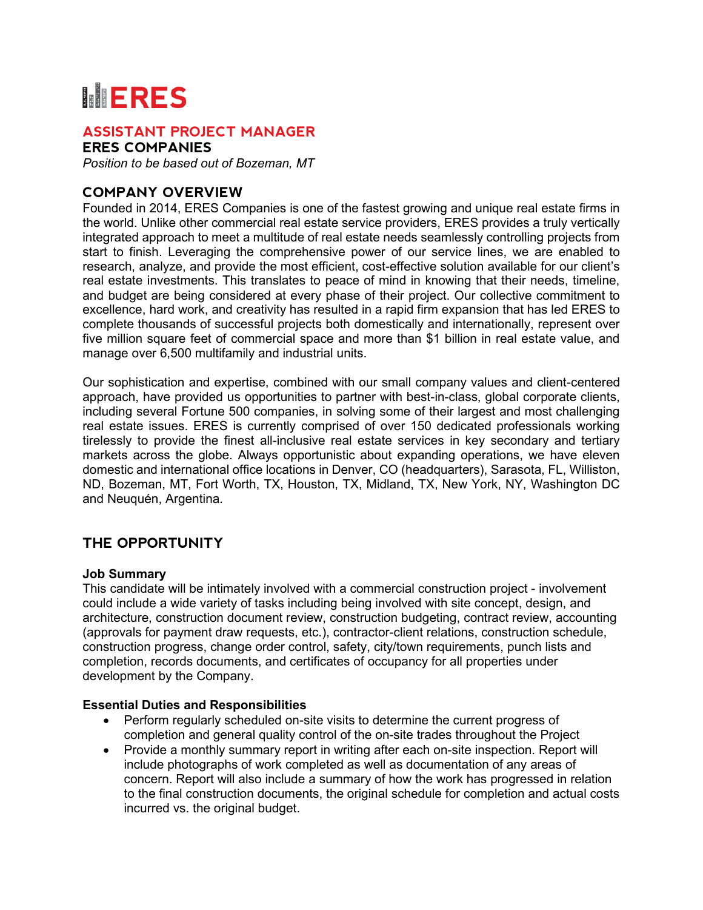# ERES

## ASSISTANT PROJECT MANAGER

**ERES COMPANIES**

*Position to be based out of Bozeman, MT*

## COMPANY OVERVIEW

Founded in 2014, ERES Companies is one of the fastest growing and unique real estate firms in the world. Unlike other commercial real estate service providers, ERES provides a truly vertically integrated approach to meet a multitude of real estate needs seamlessly controlling projects from start to finish. Leveraging the comprehensive power of our service lines, we are enabled to research, analyze, and provide the most efficient, cost-effective solution available for our client's real estate investments. This translates to peace of mind in knowing that their needs, timeline, and budget are being considered at every phase of their project. Our collective commitment to excellence, hard work, and creativity has resulted in a rapid firm expansion that has led ERES to complete thousands of successful projects both domestically and internationally, represent over five million square feet of commercial space and more than $1 billion in real estate value, and manage over 6,500 multifamily and industrial units.

Our sophistication and expertise, combined with our small company values and client-centered approach, have provided us opportunities to partner with best-in-class, global corporate clients, including several Fortune 500 companies, in solving some of their largest and most challenging real estate issues. ERES is currently comprised of over 150 dedicated professionals working tirelessly to provide the finest all-inclusive real estate services in key secondary and tertiary markets across the globe. Always opportunistic about expanding operations, we have eleven domestic and international office locations in Denver, CO (headquarters), Sarasota, FL, Williston, ND, Bozeman, MT, Fort Worth, TX, Houston, TX, Midland, TX, New York, NY, Washington DC and Neuquén, Argentina.

## THE OPPORTUNITY

**Job Summary**

This candidate will be intimately involved with a commercial construction project - involvement could include a wide variety of tasks including being involved with site concept, design, and architecture, construction document review, construction budgeting, contract review, accounting (approvals for payment draw requests, etc.), contractor-client relations, construction schedule, construction progress, change order control, safety, city/town requirements, punch lists and completion, records documents, and certificates of occupancy for all properties under development by the Company.

**Essential Duties and Responsibilities**

- Perform regularly scheduled on-site visits to determine the current progress of completion and general quality control of the on-site trades throughout the Project
- Provide a monthly summary report in writing after each on-site inspection. Report will include photographs of work completed as well as documentation of any areas of concern. Report will also include a summary of how the work has progressed in relation to the final construction documents, the original schedule for completion and actual costs incurred vs. the original budget.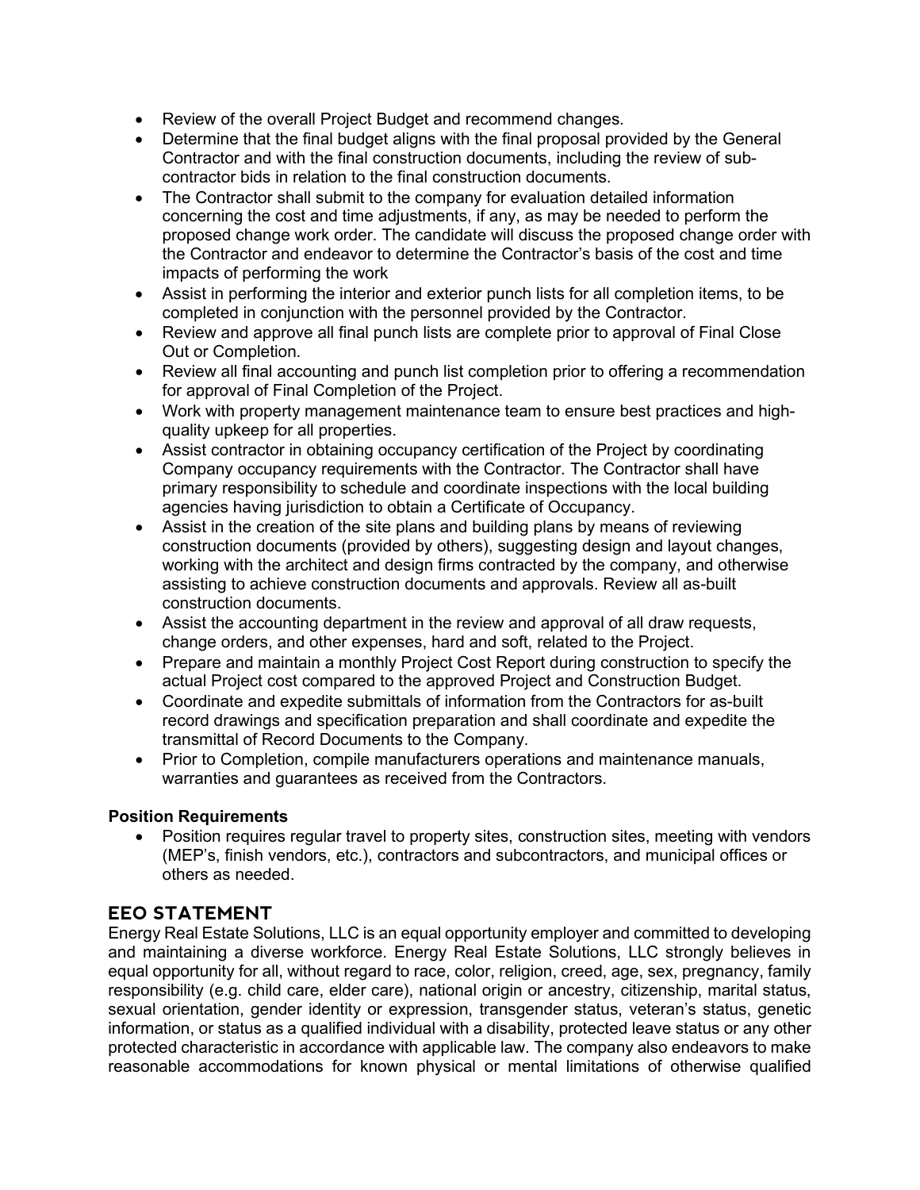- Review of the overall Project Budget and recommend changes.
- Determine that the final budget aligns with the final proposal provided by the General Contractor and with the final construction documents, including the review of sub-contractor bids in relation to the final construction documents.
- The Contractor shall submit to the company for evaluation detailed information concerning the cost and time adjustments, if any, as may be needed to perform the proposed change work order. The candidate will discuss the proposed change order with the Contractor and endeavor to determine the Contractor's basis of the cost and time impacts of performing the work
- Assist in performing the interior and exterior punch lists for all completion items, to be completed in conjunction with the personnel provided by the Contractor.
- Review and approve all final punch lists are complete prior to approval of Final Close Out or Completion.
- Review all final accounting and punch list completion prior to offering a recommendation for approval of Final Completion of the Project.
- Work with property management maintenance team to ensure best practices and high-quality upkeep for all properties.
- Assist contractor in obtaining occupancy certification of the Project by coordinating Company occupancy requirements with the Contractor. The Contractor shall have primary responsibility to schedule and coordinate inspections with the local building agencies having jurisdiction to obtain a Certificate of Occupancy.
- Assist in the creation of the site plans and building plans by means of reviewing construction documents (provided by others), suggesting design and layout changes, working with the architect and design firms contracted by the company, and otherwise assisting to achieve construction documents and approvals. Review all as-built construction documents.
- Assist the accounting department in the review and approval of all draw requests, change orders, and other expenses, hard and soft, related to the Project.
- Prepare and maintain a monthly Project Cost Report during construction to specify the actual Project cost compared to the approved Project and Construction Budget.
- Coordinate and expedite submittals of information from the Contractors for as-built record drawings and specification preparation and shall coordinate and expedite the transmittal of Record Documents to the Company.
- Prior to Completion, compile manufacturers operations and maintenance manuals, warranties and guarantees as received from the Contractors.

**Position Requirements**

- Position requires regular travel to property sites, construction sites, meeting with vendors (MEP's, finish vendors, etc.), contractors and subcontractors, and municipal offices or others as needed.

## EEO STATEMENT

Energy Real Estate Solutions, LLC is an equal opportunity employer and committed to developing and maintaining a diverse workforce. Energy Real Estate Solutions, LLC strongly believes in equal opportunity for all, without regard to race, color, religion, creed, age, sex, pregnancy, family responsibility (e.g. child care, elder care), national origin or ancestry, citizenship, marital status, sexual orientation, gender identity or expression, transgender status, veteran's status, genetic information, or status as a qualified individual with a disability, protected leave status or any other protected characteristic in accordance with applicable law. The company also endeavors to make reasonable accommodations for known physical or mental limitations of otherwise qualified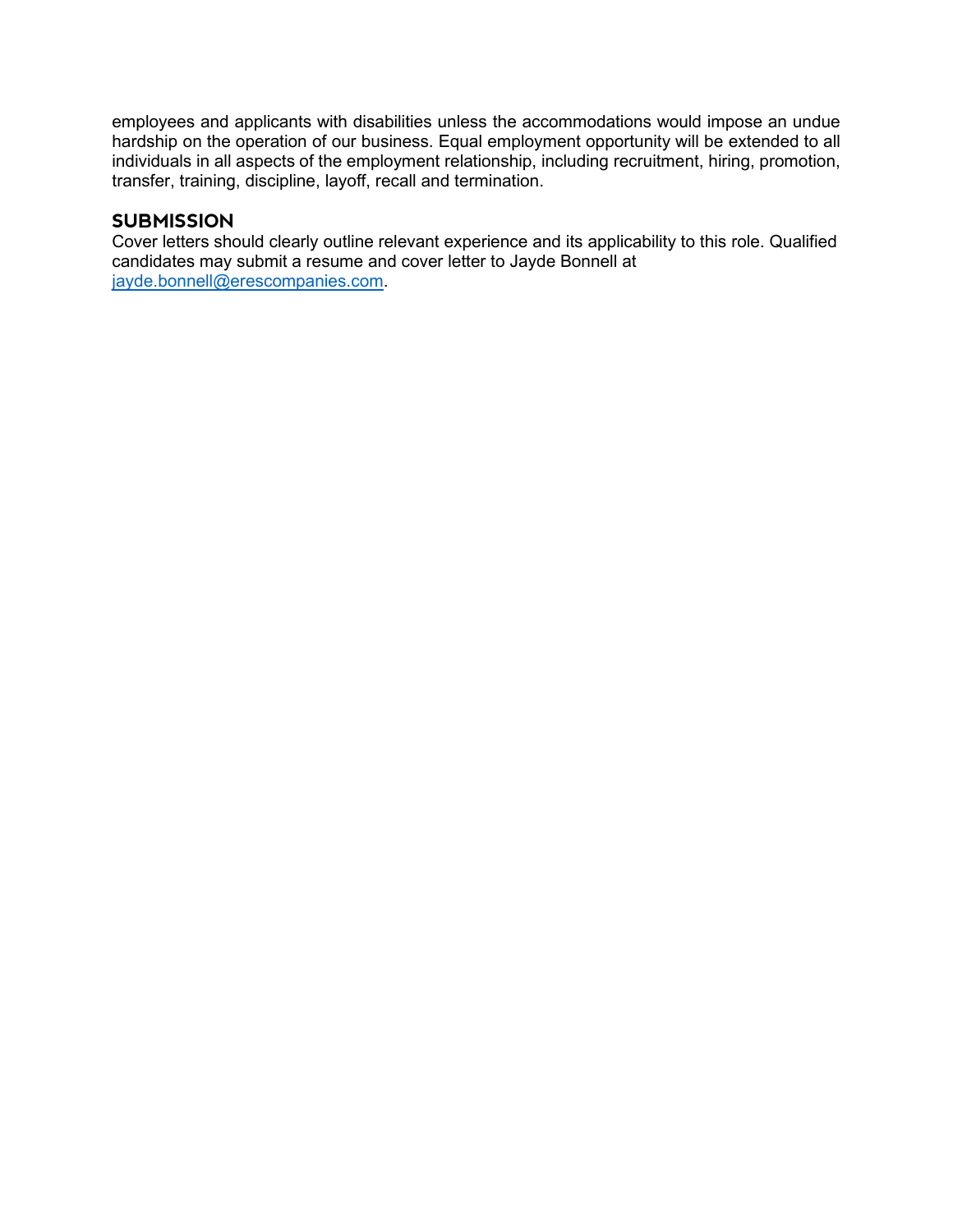employees and applicants with disabilities unless the accommodations would impose an undue hardship on the operation of our business. Equal employment opportunity will be extended to all individuals in all aspects of the employment relationship, including recruitment, hiring, promotion, transfer, training, discipline, layoff, recall and termination.

## SUBMISSION

Cover letters should clearly outline relevant experience and its applicability to this role. Qualified candidates may submit a resume and cover letter to Jayde Bonnell at [jayde.bonnell@erescompanies.com](mailto:jayde.bonnell@erescompanies.com).